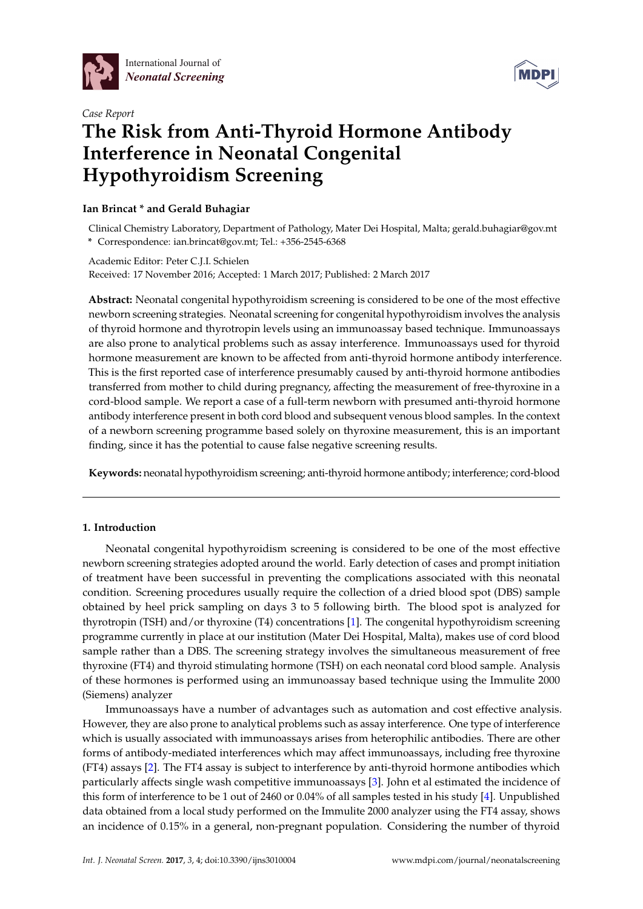*Case Report*

# The Risk from Anti-Thyroid Hormone Antibody Interference in Neonatal Congenital Hypothyroidism Screening

**Ian Brincat * and Gerald Buhagiar**

Clinical Chemistry Laboratory, Department of Pathology, Mater Dei Hospital, Malta; gerald.buhagiar@gov.mt
* Correspondence: ian.brincat@gov.mt; Tel.: +356-2545-6368

Academic Editor: Peter C.J.I. Schielen
Received: 17 November 2016; Accepted: 1 March 2017; Published: 2 March 2017

**Abstract:** Neonatal congenital hypothyroidism screening is considered to be one of the most effective newborn screening strategies. Neonatal screening for congenital hypothyroidism involves the analysis of thyroid hormone and thyrotropin levels using an immunoassay based technique. Immunoassays are also prone to analytical problems such as assay interference. Immunoassays used for thyroid hormone measurement are known to be affected from anti-thyroid hormone antibody interference. This is the first reported case of interference presumably caused by anti-thyroid hormone antibodies transferred from mother to child during pregnancy, affecting the measurement of free-thyroxine in a cord-blood sample. We report a case of a full-term newborn with presumed anti-thyroid hormone antibody interference present in both cord blood and subsequent venous blood samples. In the context of a newborn screening programme based solely on thyroxine measurement, this is an important finding, since it has the potential to cause false negative screening results.

**Keywords:** neonatal hypothyroidism screening; anti-thyroid hormone antibody; interference; cord-blood

## 1. Introduction

Neonatal congenital hypothyroidism screening is considered to be one of the most effective newborn screening strategies adopted around the world. Early detection of cases and prompt initiation of treatment have been successful in preventing the complications associated with this neonatal condition. Screening procedures usually require the collection of a dried blood spot (DBS) sample obtained by heel prick sampling on days 3 to 5 following birth. The blood spot is analyzed for thyrotropin (TSH) and/or thyroxine (T4) concentrations [1]. The congenital hypothyroidism screening programme currently in place at our institution (Mater Dei Hospital, Malta), makes use of cord blood sample rather than a DBS. The screening strategy involves the simultaneous measurement of free thyroxine (FT4) and thyroid stimulating hormone (TSH) on each neonatal cord blood sample. Analysis of these hormones is performed using an immunoassay based technique using the Immulite 2000 (Siemens) analyzer

Immunoassays have a number of advantages such as automation and cost effective analysis. However, they are also prone to analytical problems such as assay interference. One type of interference which is usually associated with immunoassays arises from heterophilic antibodies. There are other forms of antibody-mediated interferences which may affect immunoassays, including free thyroxine (FT4) assays [2]. The FT4 assay is subject to interference by anti-thyroid hormone antibodies which particularly affects single wash competitive immunoassays [3]. John et al estimated the incidence of this form of interference to be 1 out of 2460 or 0.04% of all samples tested in his study [4]. Unpublished data obtained from a local study performed on the Immulite 2000 analyzer using the FT4 assay, shows an incidence of 0.15% in a general, non-pregnant population. Considering the number of thyroid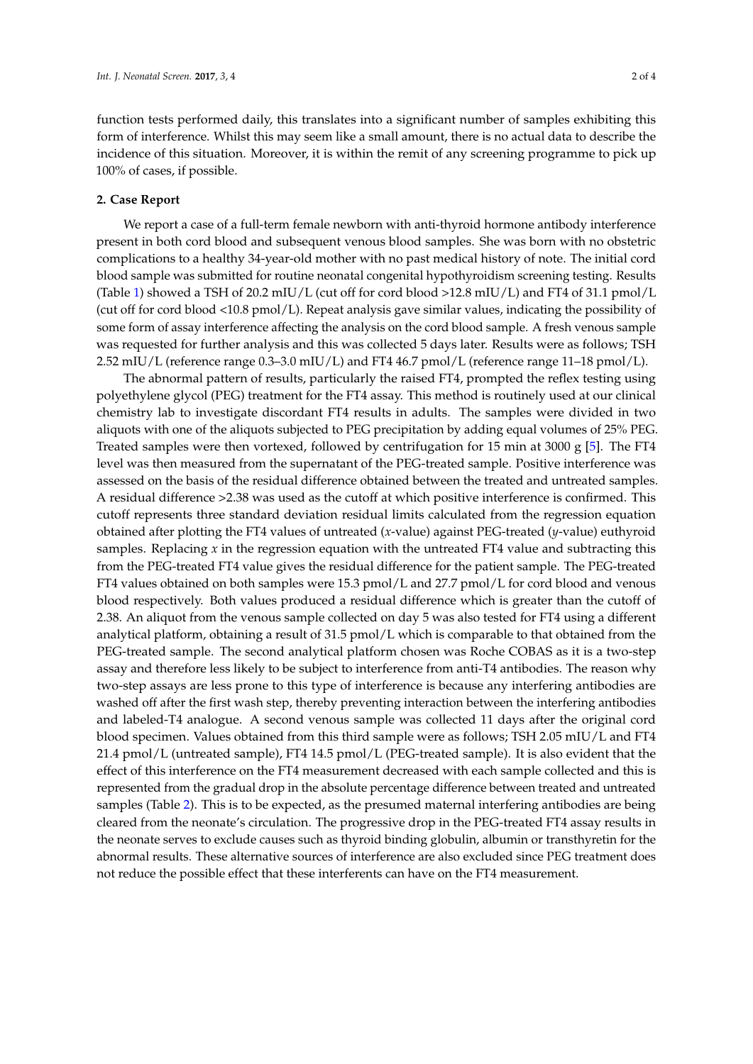function tests performed daily, this translates into a significant number of samples exhibiting this form of interference. Whilst this may seem like a small amount, there is no actual data to describe the incidence of this situation. Moreover, it is within the remit of any screening programme to pick up 100% of cases, if possible.

## 2. Case Report

We report a case of a full-term female newborn with anti-thyroid hormone antibody interference present in both cord blood and subsequent venous blood samples. She was born with no obstetric complications to a healthy 34-year-old mother with no past medical history of note. The initial cord blood sample was submitted for routine neonatal congenital hypothyroidism screening testing. Results (Table 1) showed a TSH of 20.2 mIU/L (cut off for cord blood >12.8 mIU/L) and FT4 of 31.1 pmol/L (cut off for cord blood <10.8 pmol/L). Repeat analysis gave similar values, indicating the possibility of some form of assay interference affecting the analysis on the cord blood sample. A fresh venous sample was requested for further analysis and this was collected 5 days later. Results were as follows; TSH 2.52 mIU/L (reference range 0.3–3.0 mIU/L) and FT4 46.7 pmol/L (reference range 11–18 pmol/L).

The abnormal pattern of results, particularly the raised FT4, prompted the reflex testing using polyethylene glycol (PEG) treatment for the FT4 assay. This method is routinely used at our clinical chemistry lab to investigate discordant FT4 results in adults. The samples were divided in two aliquots with one of the aliquots subjected to PEG precipitation by adding equal volumes of 25% PEG. Treated samples were then vortexed, followed by centrifugation for 15 min at 3000 g [5]. The FT4 level was then measured from the supernatant of the PEG-treated sample. Positive interference was assessed on the basis of the residual difference obtained between the treated and untreated samples. A residual difference >2.38 was used as the cutoff at which positive interference is confirmed. This cutoff represents three standard deviation residual limits calculated from the regression equation obtained after plotting the FT4 values of untreated ($x$-value) against PEG-treated ($y$-value) euthyroid samples. Replacing $x$ in the regression equation with the untreated FT4 value and subtracting this from the PEG-treated FT4 value gives the residual difference for the patient sample. The PEG-treated FT4 values obtained on both samples were 15.3 pmol/L and 27.7 pmol/L for cord blood and venous blood respectively. Both values produced a residual difference which is greater than the cutoff of 2.38. An aliquot from the venous sample collected on day 5 was also tested for FT4 using a different analytical platform, obtaining a result of 31.5 pmol/L which is comparable to that obtained from the PEG-treated sample. The second analytical platform chosen was Roche COBAS as it is a two-step assay and therefore less likely to be subject to interference from anti-T4 antibodies. The reason why two-step assays are less prone to this type of interference is because any interfering antibodies are washed off after the first wash step, thereby preventing interaction between the interfering antibodies and labeled-T4 analogue. A second venous sample was collected 11 days after the original cord blood specimen. Values obtained from this third sample were as follows; TSH 2.05 mIU/L and FT4 21.4 pmol/L (untreated sample), FT4 14.5 pmol/L (PEG-treated sample). It is also evident that the effect of this interference on the FT4 measurement decreased with each sample collected and this is represented from the gradual drop in the absolute percentage difference between treated and untreated samples (Table 2). This is to be expected, as the presumed maternal interfering antibodies are being cleared from the neonate's circulation. The progressive drop in the PEG-treated FT4 assay results in the neonate serves to exclude causes such as thyroid binding globulin, albumin or transthyretin for the abnormal results. These alternative sources of interference are also excluded since PEG treatment does not reduce the possible effect that these interferents can have on the FT4 measurement.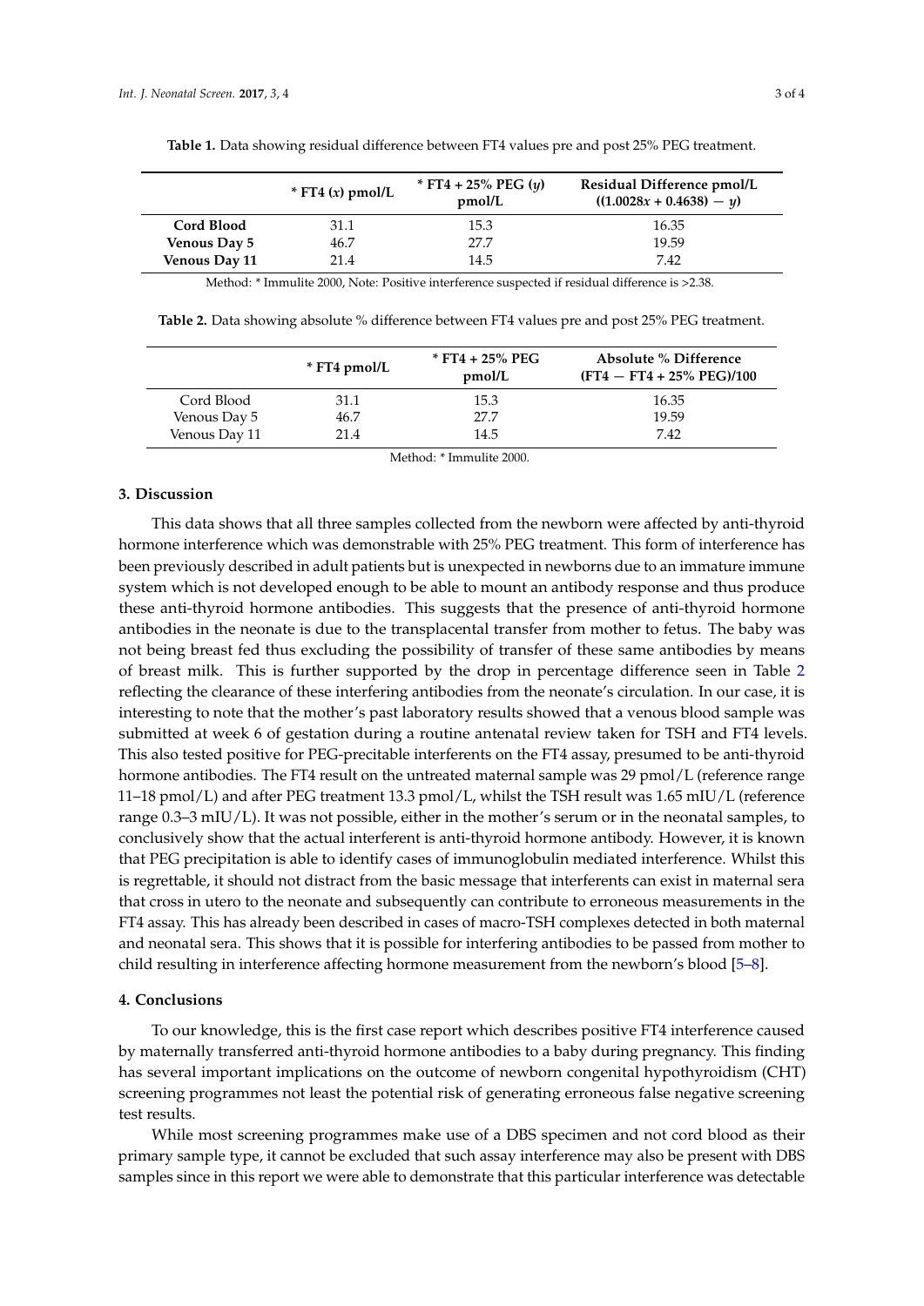**Table 1.** Data showing residual difference between FT4 values pre and post 25% PEG treatment.

| | * FT4 ($x$) pmol/L | * FT4 + 25% PEG ($y$) pmol/L | Residual Difference pmol/L (($1.0028x + 0.4638$) − $y$) |
|---|---|---|---|
| **Cord Blood** | 31.1 | 15.3 | 16.35 |
| **Venous Day 5** | 46.7 | 27.7 | 19.59 |
| **Venous Day 11** | 21.4 | 14.5 | 7.42 |

Method: * Immulite 2000, Note: Positive interference suspected if residual difference is >2.38.

**Table 2.** Data showing absolute % difference between FT4 values pre and post 25% PEG treatment.

| | * FT4 pmol/L | * FT4 + 25% PEG pmol/L | Absolute % Difference (FT4 − FT4 + 25% PEG)/100 |
|---|---|---|---|
| Cord Blood | 31.1 | 15.3 | 16.35 |
| Venous Day 5 | 46.7 | 27.7 | 19.59 |
| Venous Day 11 | 21.4 | 14.5 | 7.42 |

Method: * Immulite 2000.

## 3. Discussion

This data shows that all three samples collected from the newborn were affected by anti-thyroid hormone interference which was demonstrable with 25% PEG treatment. This form of interference has been previously described in adult patients but is unexpected in newborns due to an immature immune system which is not developed enough to be able to mount an antibody response and thus produce these anti-thyroid hormone antibodies. This suggests that the presence of anti-thyroid hormone antibodies in the neonate is due to the transplacental transfer from mother to fetus. The baby was not being breast fed thus excluding the possibility of transfer of these same antibodies by means of breast milk. This is further supported by the drop in percentage difference seen in Table 2 reflecting the clearance of these interfering antibodies from the neonate's circulation. In our case, it is interesting to note that the mother's past laboratory results showed that a venous blood sample was submitted at week 6 of gestation during a routine antenatal review taken for TSH and FT4 levels. This also tested positive for PEG-precitable interferents on the FT4 assay, presumed to be anti-thyroid hormone antibodies. The FT4 result on the untreated maternal sample was 29 pmol/L (reference range 11–18 pmol/L) and after PEG treatment 13.3 pmol/L, whilst the TSH result was 1.65 mIU/L (reference range 0.3–3 mIU/L). It was not possible, either in the mother's serum or in the neonatal samples, to conclusively show that the actual interferent is anti-thyroid hormone antibody. However, it is known that PEG precipitation is able to identify cases of immunoglobulin mediated interference. Whilst this is regrettable, it should not distract from the basic message that interferents can exist in maternal sera that cross in utero to the neonate and subsequently can contribute to erroneous measurements in the FT4 assay. This has already been described in cases of macro-TSH complexes detected in both maternal and neonatal sera. This shows that it is possible for interfering antibodies to be passed from mother to child resulting in interference affecting hormone measurement from the newborn's blood [5–8].

## 4. Conclusions

To our knowledge, this is the first case report which describes positive FT4 interference caused by maternally transferred anti-thyroid hormone antibodies to a baby during pregnancy. This finding has several important implications on the outcome of newborn congenital hypothyroidism (CHT) screening programmes not least the potential risk of generating erroneous false negative screening test results.

While most screening programmes make use of a DBS specimen and not cord blood as their primary sample type, it cannot be excluded that such assay interference may also be present with DBS samples since in this report we were able to demonstrate that this particular interference was detectable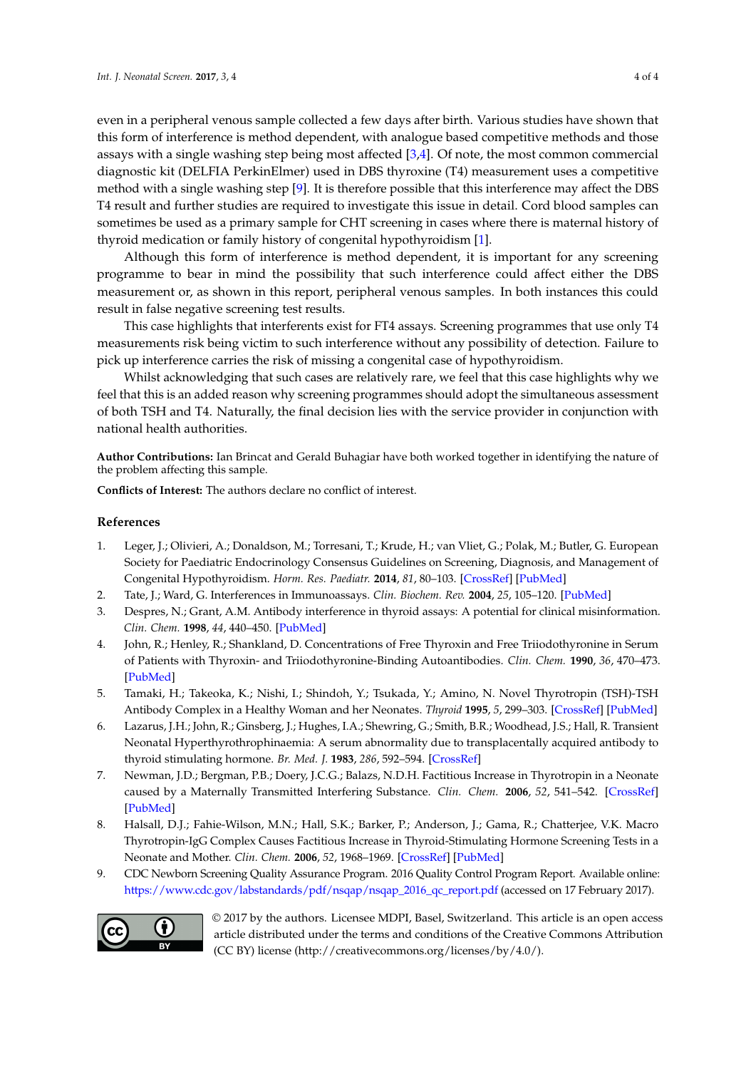even in a peripheral venous sample collected a few days after birth. Various studies have shown that this form of interference is method dependent, with analogue based competitive methods and those assays with a single washing step being most affected [3,4]. Of note, the most common commercial diagnostic kit (DELFIA PerkinElmer) used in DBS thyroxine (T4) measurement uses a competitive method with a single washing step [9]. It is therefore possible that this interference may affect the DBS T4 result and further studies are required to investigate this issue in detail. Cord blood samples can sometimes be used as a primary sample for CHT screening in cases where there is maternal history of thyroid medication or family history of congenital hypothyroidism [1].

Although this form of interference is method dependent, it is important for any screening programme to bear in mind the possibility that such interference could affect either the DBS measurement or, as shown in this report, peripheral venous samples. In both instances this could result in false negative screening test results.

This case highlights that interferents exist for FT4 assays. Screening programmes that use only T4 measurements risk being victim to such interference without any possibility of detection. Failure to pick up interference carries the risk of missing a congenital case of hypothyroidism.

Whilst acknowledging that such cases are relatively rare, we feel that this case highlights why we feel that this is an added reason why screening programmes should adopt the simultaneous assessment of both TSH and T4. Naturally, the final decision lies with the service provider in conjunction with national health authorities.

**Author Contributions:** Ian Brincat and Gerald Buhagiar have both worked together in identifying the nature of the problem affecting this sample.

**Conflicts of Interest:** The authors declare no conflict of interest.

## References

1. Leger, J.; Olivieri, A.; Donaldson, M.; Torresani, T.; Krude, H.; van Vliet, G.; Polak, M.; Butler, G. European Society for Paediatric Endocrinology Consensus Guidelines on Screening, Diagnosis, and Management of Congenital Hypothyroidism. *Horm. Res. Paediatr.* **2014**, *81*, 80–103. [CrossRef] [PubMed]
2. Tate, J.; Ward, G. Interferences in Immunoassays. *Clin. Biochem. Rev.* **2004**, *25*, 105–120. [PubMed]
3. Despres, N.; Grant, A.M. Antibody interference in thyroid assays: A potential for clinical misinformation. *Clin. Chem.* **1998**, *44*, 440–450. [PubMed]
4. John, R.; Henley, R.; Shankland, D. Concentrations of Free Thyroxin and Free Triiodothyronine in Serum of Patients with Thyroxin- and Triiodothyronine-Binding Autoantibodies. *Clin. Chem.* **1990**, *36*, 470–473. [PubMed]
5. Tamaki, H.; Takeoka, K.; Nishi, I.; Shindoh, Y.; Tsukada, Y.; Amino, N. Novel Thyrotropin (TSH)-TSH Antibody Complex in a Healthy Woman and her Neonates. *Thyroid* **1995**, *5*, 299–303. [CrossRef] [PubMed]
6. Lazarus, J.H.; John, R.; Ginsberg, J.; Hughes, I.A.; Shewring, G.; Smith, B.R.; Woodhead, J.S.; Hall, R. Transient Neonatal Hyperthyrothrophinaemia: A serum abnormality due to transplacentally acquired antibody to thyroid stimulating hormone. *Br. Med. J.* **1983**, *286*, 592–594. [CrossRef]
7. Newman, J.D.; Bergman, P.B.; Doery, J.C.G.; Balazs, N.D.H. Factitious Increase in Thyrotropin in a Neonate caused by a Maternally Transmitted Interfering Substance. *Clin. Chem.* **2006**, *52*, 541–542. [CrossRef] [PubMed]
8. Halsall, D.J.; Fahie-Wilson, M.N.; Hall, S.K.; Barker, P.; Anderson, J.; Gama, R.; Chatterjee, V.K. Macro Thyrotropin-IgG Complex Causes Factitious Increase in Thyroid-Stimulating Hormone Screening Tests in a Neonate and Mother. *Clin. Chem.* **2006**, *52*, 1968–1969. [CrossRef] [PubMed]
9. CDC Newborn Screening Quality Assurance Program. 2016 Quality Control Program Report. Available online: https://www.cdc.gov/labstandards/pdf/nsqap/nsqap_2016_qc_report.pdf (accessed on 17 February 2017).

© 2017 by the authors. Licensee MDPI, Basel, Switzerland. This article is an open access article distributed under the terms and conditions of the Creative Commons Attribution (CC BY) license (http://creativecommons.org/licenses/by/4.0/).